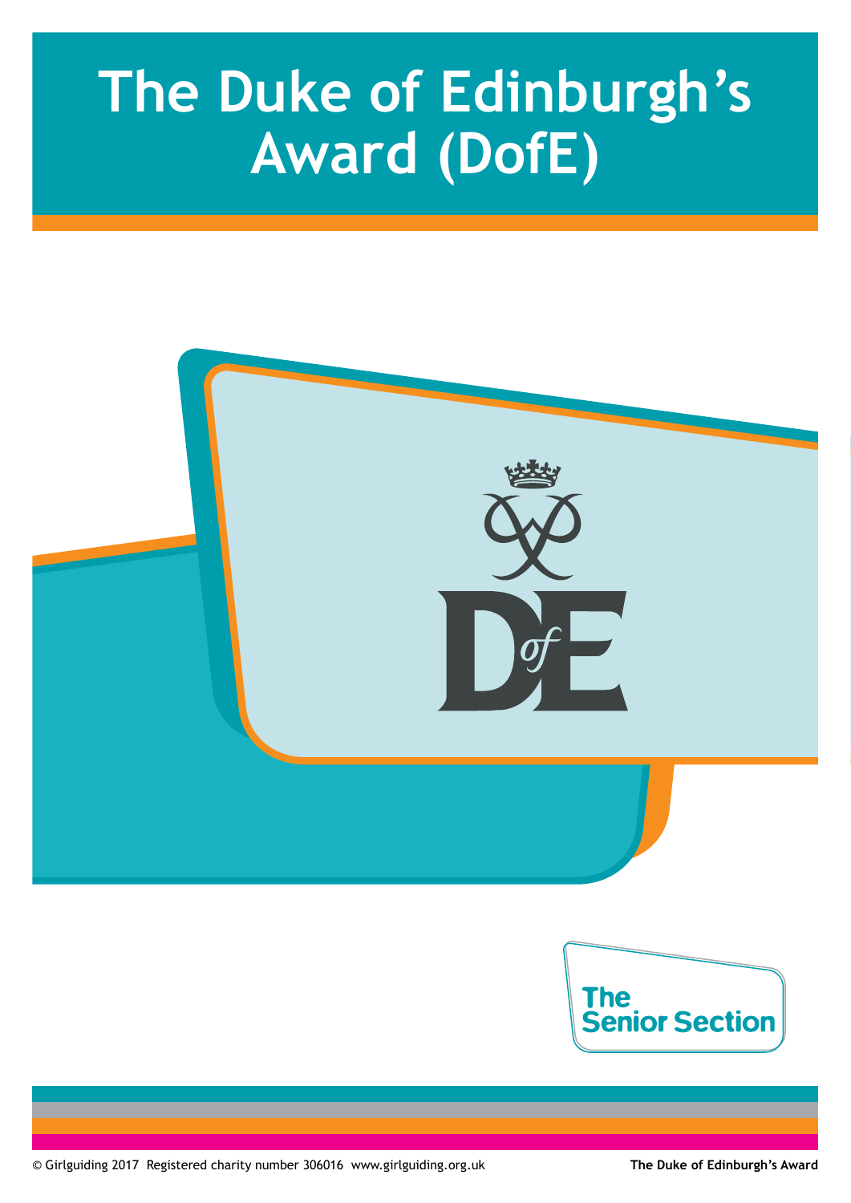# The Duke of Edinburgh's Award (DofE)

The Senior Section

© Girlguiding 2017 Registered charity number 306016 www.girlguiding.org.uk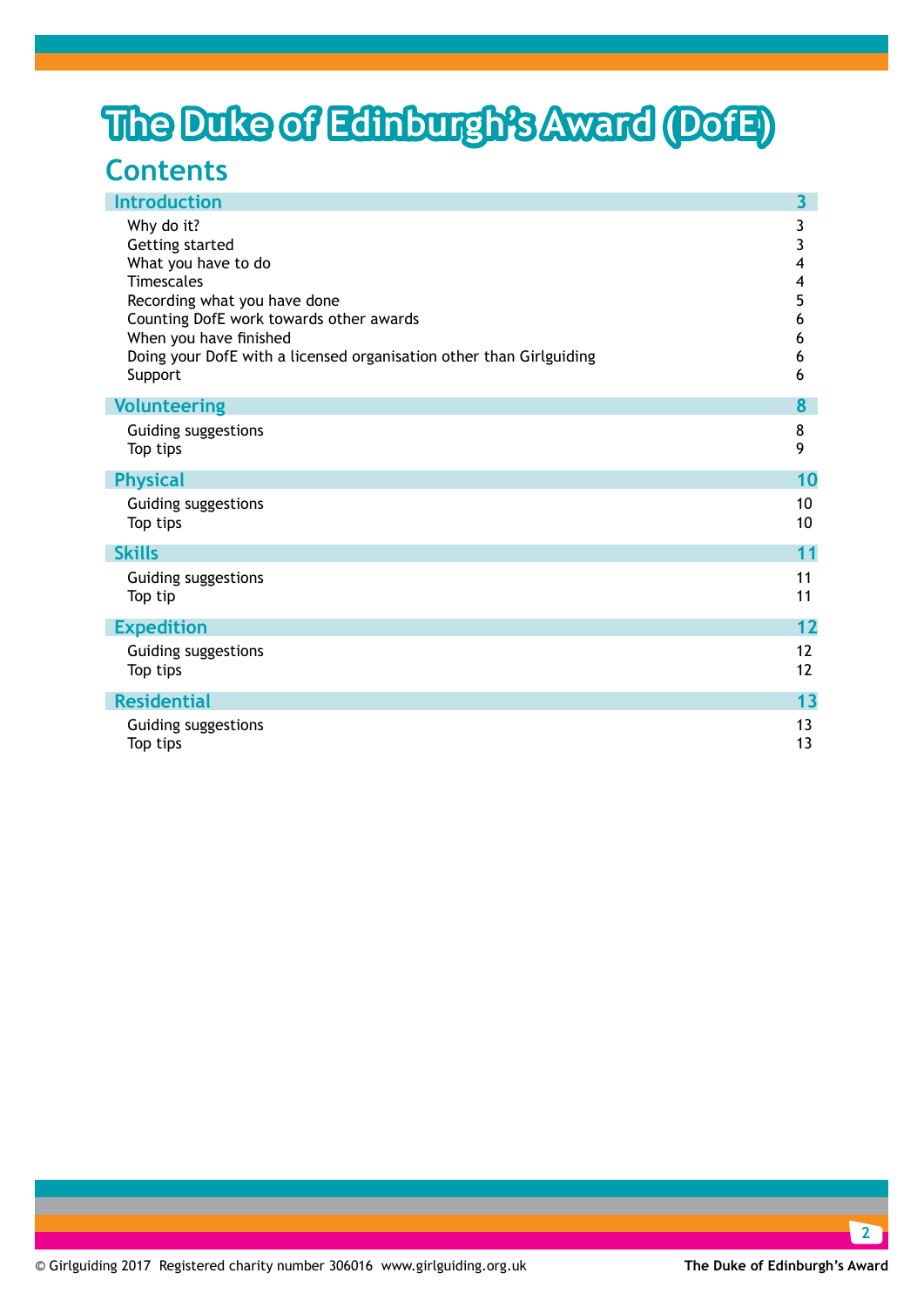# The Duke of Edinburgh's Award (DofE)

## Contents

| | |
|---|---|
| **Introduction** | **3** |
| Why do it? | 3 |
| Getting started | 3 |
| What you have to do | 4 |
| Timescales | 4 |
| Recording what you have done | 5 |
| Counting DofE work towards other awards | 6 |
| When you have finished | 6 |
| Doing your DofE with a licensed organisation other than Girlguiding | 6 |
| Support | 6 |
| **Volunteering** | **8** |
| Guiding suggestions | 8 |
| Top tips | 9 |
| **Physical** | **10** |
| Guiding suggestions | 10 |
| Top tips | 10 |
| **Skills** | **11** |
| Guiding suggestions | 11 |
| Top tip | 11 |
| **Expedition** | **12** |
| Guiding suggestions | 12 |
| Top tips | 12 |
| **Residential** | **13** |
| Guiding suggestions | 13 |
| Top tips | 13 |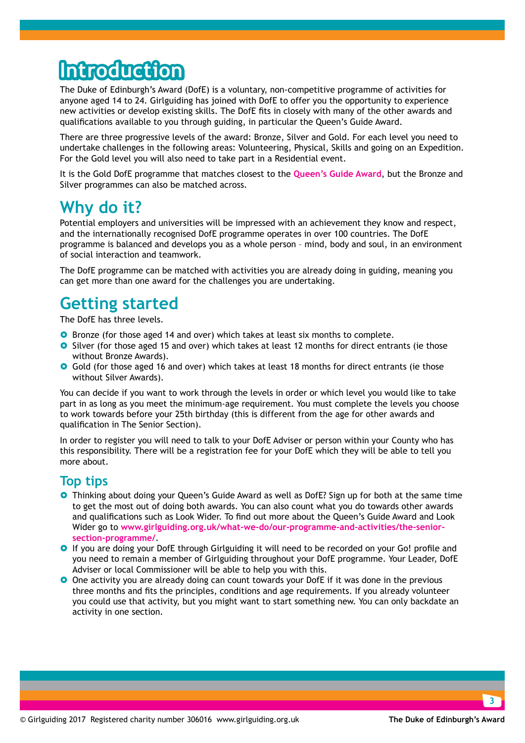# Introduction

The Duke of Edinburgh's Award (DofE) is a voluntary, non-competitive programme of activities for anyone aged 14 to 24. Girlguiding has joined with DofE to offer you the opportunity to experience new activities or develop existing skills. The DofE fits in closely with many of the other awards and qualifications available to you through guiding, in particular the Queen's Guide Award.

There are three progressive levels of the award: Bronze, Silver and Gold. For each level you need to undertake challenges in the following areas: Volunteering, Physical, Skills and going on an Expedition. For the Gold level you will also need to take part in a Residential event.

It is the Gold DofE programme that matches closest to the **Queen's Guide Award**, but the Bronze and Silver programmes can also be matched across.

## Why do it?

Potential employers and universities will be impressed with an achievement they know and respect, and the internationally recognised DofE programme operates in over 100 countries. The DofE programme is balanced and develops you as a whole person – mind, body and soul, in an environment of social interaction and teamwork.

The DofE programme can be matched with activities you are already doing in guiding, meaning you can get more than one award for the challenges you are undertaking.

## Getting started

The DofE has three levels.

- Bronze (for those aged 14 and over) which takes at least six months to complete.
- Silver (for those aged 15 and over) which takes at least 12 months for direct entrants (ie those without Bronze Awards).
- Gold (for those aged 16 and over) which takes at least 18 months for direct entrants (ie those without Silver Awards).

You can decide if you want to work through the levels in order or which level you would like to take part in as long as you meet the minimum-age requirement. You must complete the levels you choose to work towards before your 25th birthday (this is different from the age for other awards and qualification in The Senior Section).

In order to register you will need to talk to your DofE Adviser or person within your County who has this responsibility. There will be a registration fee for your DofE which they will be able to tell you more about.

### Top tips

- Thinking about doing your Queen's Guide Award as well as DofE? Sign up for both at the same time to get the most out of doing both awards. You can also count what you do towards other awards and qualifications such as Look Wider. To find out more about the Queen's Guide Award and Look Wider go to **www.girlguiding.org.uk/what-we-do/our-programme-and-activities/the-senior-section-programme/**.
- If you are doing your DofE through Girlguiding it will need to be recorded on your Go! profile and you need to remain a member of Girlguiding throughout your DofE programme. Your Leader, DofE Adviser or local Commissioner will be able to help you with this.
- One activity you are already doing can count towards your DofE if it was done in the previous three months and fits the principles, conditions and age requirements. If you already volunteer you could use that activity, but you might want to start something new. You can only backdate an activity in one section.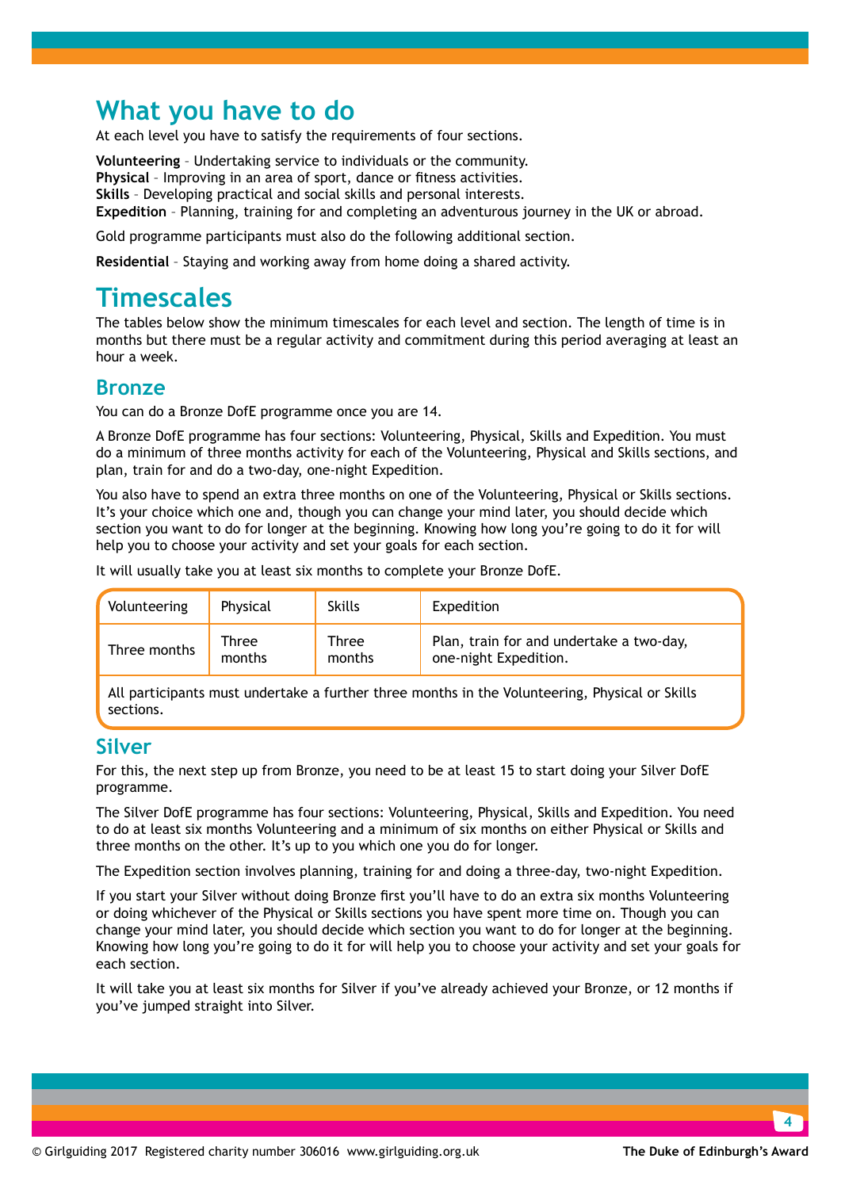# What you have to do

At each level you have to satisfy the requirements of four sections.

**Volunteering** – Undertaking service to individuals or the community.
**Physical** – Improving in an area of sport, dance or fitness activities.
**Skills** – Developing practical and social skills and personal interests.
**Expedition** – Planning, training for and completing an adventurous journey in the UK or abroad.

Gold programme participants must also do the following additional section.

**Residential** – Staying and working away from home doing a shared activity.

# Timescales

The tables below show the minimum timescales for each level and section. The length of time is in months but there must be a regular activity and commitment during this period averaging at least an hour a week.

## Bronze

You can do a Bronze DofE programme once you are 14.

A Bronze DofE programme has four sections: Volunteering, Physical, Skills and Expedition. You must do a minimum of three months activity for each of the Volunteering, Physical and Skills sections, and plan, train for and do a two-day, one-night Expedition.

You also have to spend an extra three months on one of the Volunteering, Physical or Skills sections. It's your choice which one and, though you can change your mind later, you should decide which section you want to do for longer at the beginning. Knowing how long you're going to do it for will help you to choose your activity and set your goals for each section.

It will usually take you at least six months to complete your Bronze DofE.

| Volunteering | Physical | Skills | Expedition |
|---|---|---|---|
| Three months | Three months | Three months | Plan, train for and undertake a two-day, one-night Expedition. |
| All participants must undertake a further three months in the Volunteering, Physical or Skills sections. | | | |

## Silver

For this, the next step up from Bronze, you need to be at least 15 to start doing your Silver DofE programme.

The Silver DofE programme has four sections: Volunteering, Physical, Skills and Expedition. You need to do at least six months Volunteering and a minimum of six months on either Physical or Skills and three months on the other. It's up to you which one you do for longer.

The Expedition section involves planning, training for and doing a three-day, two-night Expedition.

If you start your Silver without doing Bronze first you'll have to do an extra six months Volunteering or doing whichever of the Physical or Skills sections you have spent more time on. Though you can change your mind later, you should decide which section you want to do for longer at the beginning. Knowing how long you're going to do it for will help you to choose your activity and set your goals for each section.

It will take you at least six months for Silver if you've already achieved your Bronze, or 12 months if you've jumped straight into Silver.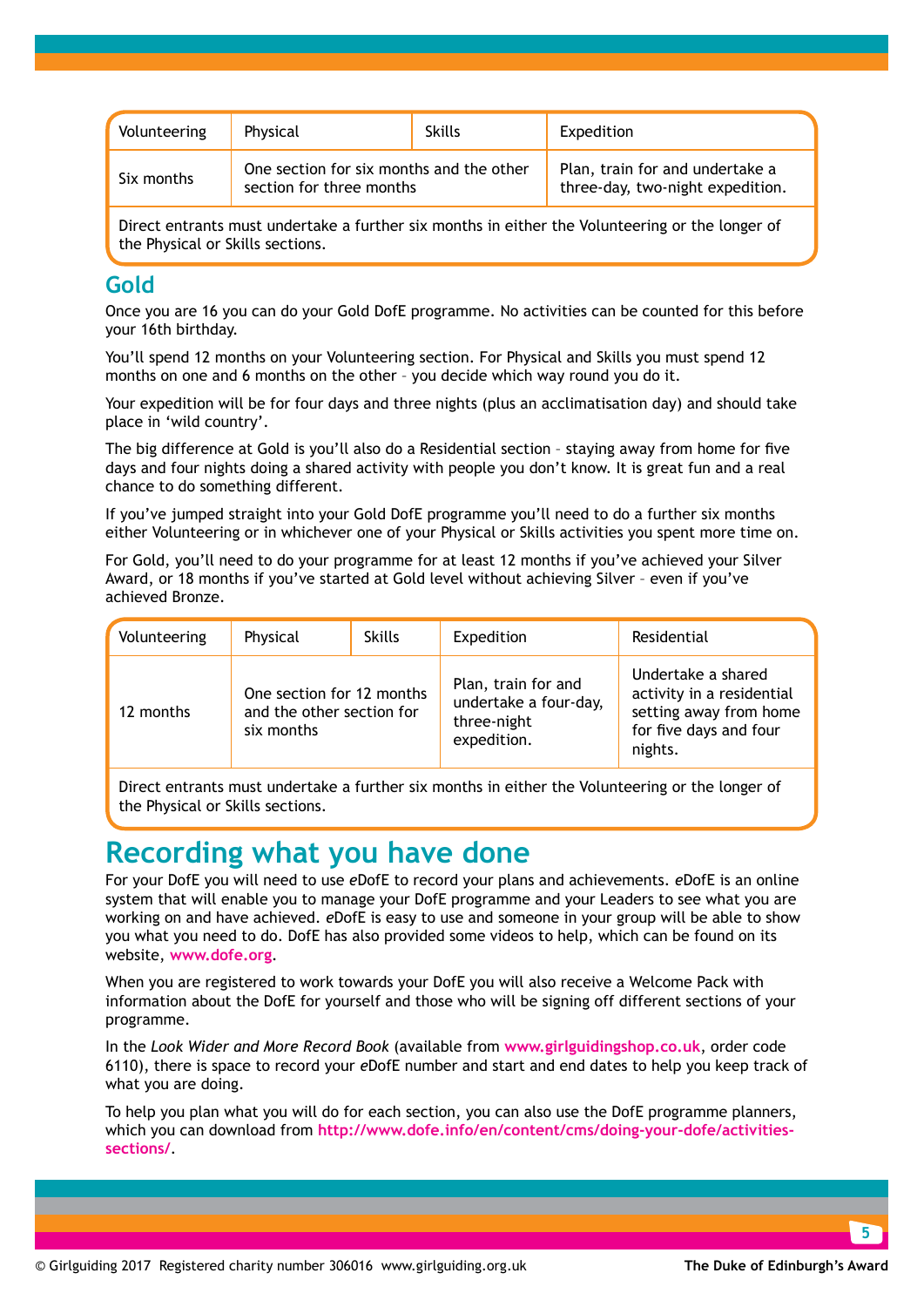| Volunteering | Physical | Skills | Expedition |
|---|---|---|---|
| Six months | One section for six months and the other section for three months | | Plan, train for and undertake a three-day, two-night expedition. |
| Direct entrants must undertake a further six months in either the Volunteering or the longer of the Physical or Skills sections. | | | |

## Gold

Once you are 16 you can do your Gold DofE programme. No activities can be counted for this before your 16th birthday.

You'll spend 12 months on your Volunteering section. For Physical and Skills you must spend 12 months on one and 6 months on the other – you decide which way round you do it.

Your expedition will be for four days and three nights (plus an acclimatisation day) and should take place in 'wild country'.

The big difference at Gold is you'll also do a Residential section – staying away from home for five days and four nights doing a shared activity with people you don't know. It is great fun and a real chance to do something different.

If you've jumped straight into your Gold DofE programme you'll need to do a further six months either Volunteering or in whichever one of your Physical or Skills activities you spent more time on.

For Gold, you'll need to do your programme for at least 12 months if you've achieved your Silver Award, or 18 months if you've started at Gold level without achieving Silver – even if you've achieved Bronze.

| Volunteering | Physical | Skills | Expedition | Residential |
|---|---|---|---|---|
| 12 months | One section for 12 months and the other section for six months | | Plan, train for and undertake a four-day, three-night expedition. | Undertake a shared activity in a residential setting away from home for five days and four nights. |
| Direct entrants must undertake a further six months in either the Volunteering or the longer of the Physical or Skills sections. | | | | |

# Recording what you have done

For your DofE you will need to use *e*DofE to record your plans and achievements. *e*DofE is an online system that will enable you to manage your DofE programme and your Leaders to see what you are working on and have achieved. *e*DofE is easy to use and someone in your group will be able to show you what you need to do. DofE has also provided some videos to help, which can be found on its website, **www.dofe.org**.

When you are registered to work towards your DofE you will also receive a Welcome Pack with information about the DofE for yourself and those who will be signing off different sections of your programme.

In the *Look Wider and More Record Book* (available from **www.girlguidingshop.co.uk**, order code 6110), there is space to record your *e*DofE number and start and end dates to help you keep track of what you are doing.

To help you plan what you will do for each section, you can also use the DofE programme planners, which you can download from **http://www.dofe.info/en/content/cms/doing-your-dofe/activities-sections/**.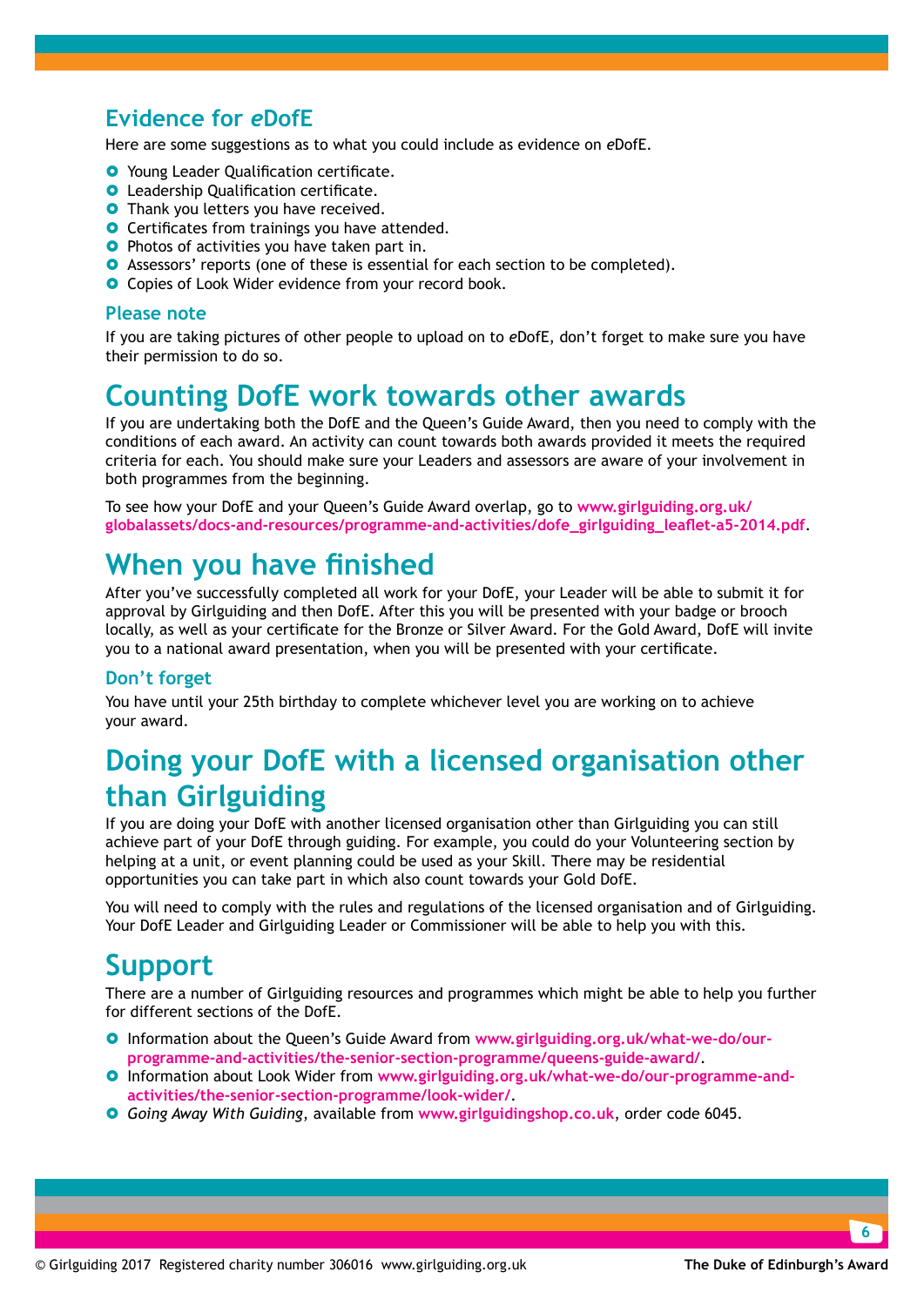## Evidence for *e*DofE

Here are some suggestions as to what you could include as evidence on *e*DofE.

- Young Leader Qualification certificate.
- Leadership Qualification certificate.
- Thank you letters you have received.
- Certificates from trainings you have attended.
- Photos of activities you have taken part in.
- Assessors' reports (one of these is essential for each section to be completed).
- Copies of Look Wider evidence from your record book.

### Please note

If you are taking pictures of other people to upload on to *e*DofE, don't forget to make sure you have their permission to do so.

# Counting DofE work towards other awards

If you are undertaking both the DofE and the Queen's Guide Award, then you need to comply with the conditions of each award. An activity can count towards both awards provided it meets the required criteria for each. You should make sure your Leaders and assessors are aware of your involvement in both programmes from the beginning.

To see how your DofE and your Queen's Guide Award overlap, go to **www.girlguiding.org.uk/globalassets/docs-and-resources/programme-and-activities/dofe_girlguiding_leaflet-a5-2014.pdf**.

# When you have finished

After you've successfully completed all work for your DofE, your Leader will be able to submit it for approval by Girlguiding and then DofE. After this you will be presented with your badge or brooch locally, as well as your certificate for the Bronze or Silver Award. For the Gold Award, DofE will invite you to a national award presentation, when you will be presented with your certificate.

### Don't forget

You have until your 25th birthday to complete whichever level you are working on to achieve your award.

# Doing your DofE with a licensed organisation other than Girlguiding

If you are doing your DofE with another licensed organisation other than Girlguiding you can still achieve part of your DofE through guiding. For example, you could do your Volunteering section by helping at a unit, or event planning could be used as your Skill. There may be residential opportunities you can take part in which also count towards your Gold DofE.

You will need to comply with the rules and regulations of the licensed organisation and of Girlguiding. Your DofE Leader and Girlguiding Leader or Commissioner will be able to help you with this.

# Support

There are a number of Girlguiding resources and programmes which might be able to help you further for different sections of the DofE.

- Information about the Queen's Guide Award from **www.girlguiding.org.uk/what-we-do/our-programme-and-activities/the-senior-section-programme/queens-guide-award/**.
- Information about Look Wider from **www.girlguiding.org.uk/what-we-do/our-programme-and-activities/the-senior-section-programme/look-wider/**.
- *Going Away With Guiding*, available from **www.girlguidingshop.co.uk**, order code 6045.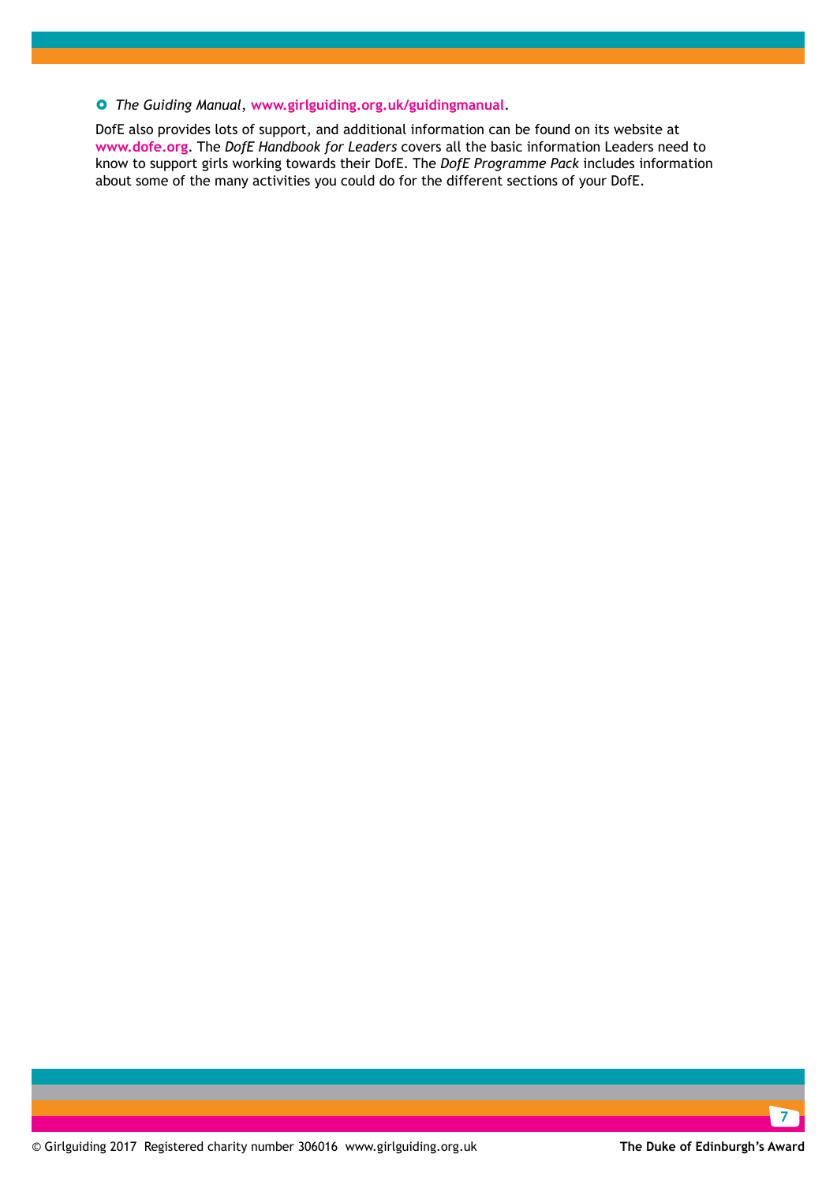- *The Guiding Manual*, **www.girlguiding.org.uk/guidingmanual**.

DofE also provides lots of support, and additional information can be found on its website at **www.dofe.org**. The *DofE Handbook for Leaders* covers all the basic information Leaders need to know to support girls working towards their DofE. The *DofE Programme Pack* includes information about some of the many activities you could do for the different sections of your DofE.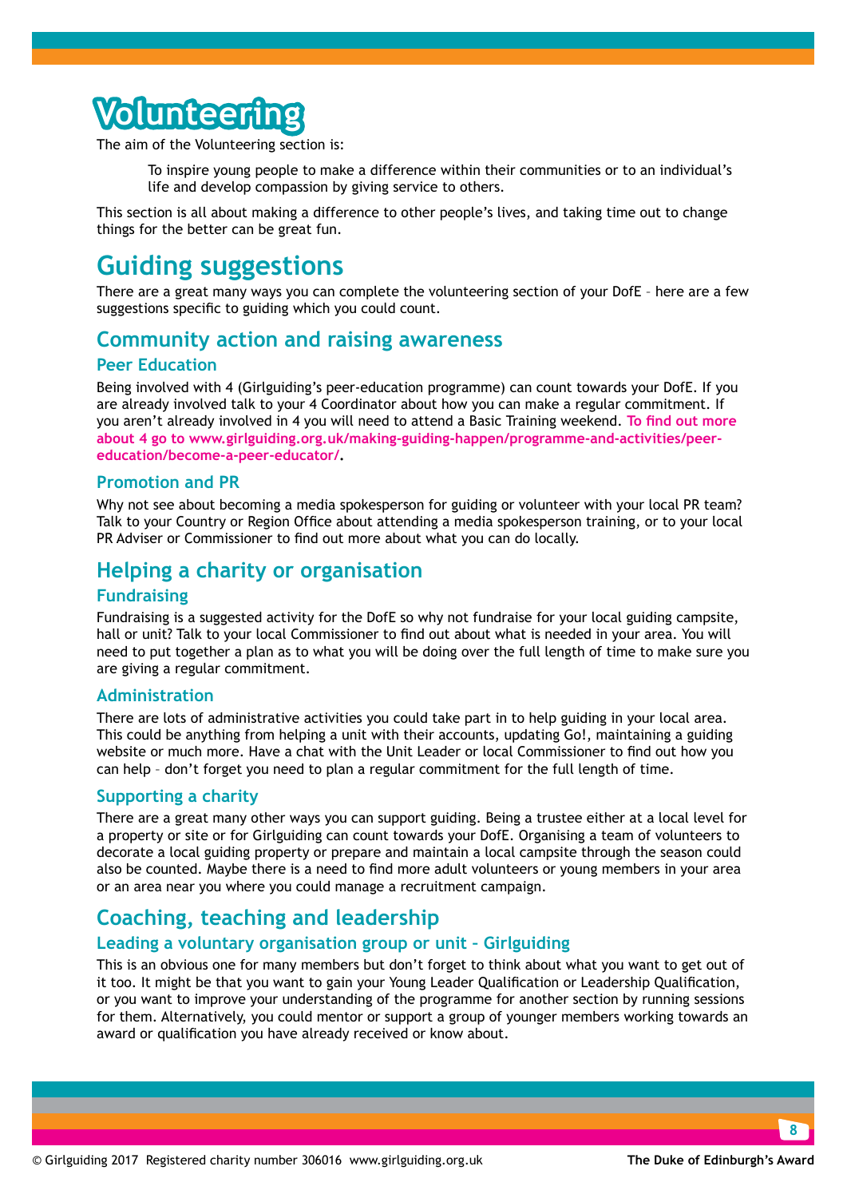# Volunteering

The aim of the Volunteering section is:

> To inspire young people to make a difference within their communities or to an individual's life and develop compassion by giving service to others.

This section is all about making a difference to other people's lives, and taking time out to change things for the better can be great fun.

## Guiding suggestions

There are a great many ways you can complete the volunteering section of your DofE – here are a few suggestions specific to guiding which you could count.

### Community action and raising awareness

#### Peer Education

Being involved with 4 (Girlguiding's peer-education programme) can count towards your DofE. If you are already involved talk to your 4 Coordinator about how you can make a regular commitment. If you aren't already involved in 4 you will need to attend a Basic Training weekend. **To find out more about 4 go to www.girlguiding.org.uk/making-guiding-happen/programme-and-activities/peer-education/become-a-peer-educator/.**

#### Promotion and PR

Why not see about becoming a media spokesperson for guiding or volunteer with your local PR team? Talk to your Country or Region Office about attending a media spokesperson training, or to your local PR Adviser or Commissioner to find out more about what you can do locally.

### Helping a charity or organisation

#### Fundraising

Fundraising is a suggested activity for the DofE so why not fundraise for your local guiding campsite, hall or unit? Talk to your local Commissioner to find out about what is needed in your area. You will need to put together a plan as to what you will be doing over the full length of time to make sure you are giving a regular commitment.

#### Administration

There are lots of administrative activities you could take part in to help guiding in your local area. This could be anything from helping a unit with their accounts, updating Go!, maintaining a guiding website or much more. Have a chat with the Unit Leader or local Commissioner to find out how you can help – don't forget you need to plan a regular commitment for the full length of time.

#### Supporting a charity

There are a great many other ways you can support guiding. Being a trustee either at a local level for a property or site or for Girlguiding can count towards your DofE. Organising a team of volunteers to decorate a local guiding property or prepare and maintain a local campsite through the season could also be counted. Maybe there is a need to find more adult volunteers or young members in your area or an area near you where you could manage a recruitment campaign.

### Coaching, teaching and leadership

#### Leading a voluntary organisation group or unit – Girlguiding

This is an obvious one for many members but don't forget to think about what you want to get out of it too. It might be that you want to gain your Young Leader Qualification or Leadership Qualification, or you want to improve your understanding of the programme for another section by running sessions for them. Alternatively, you could mentor or support a group of younger members working towards an award or qualification you have already received or know about.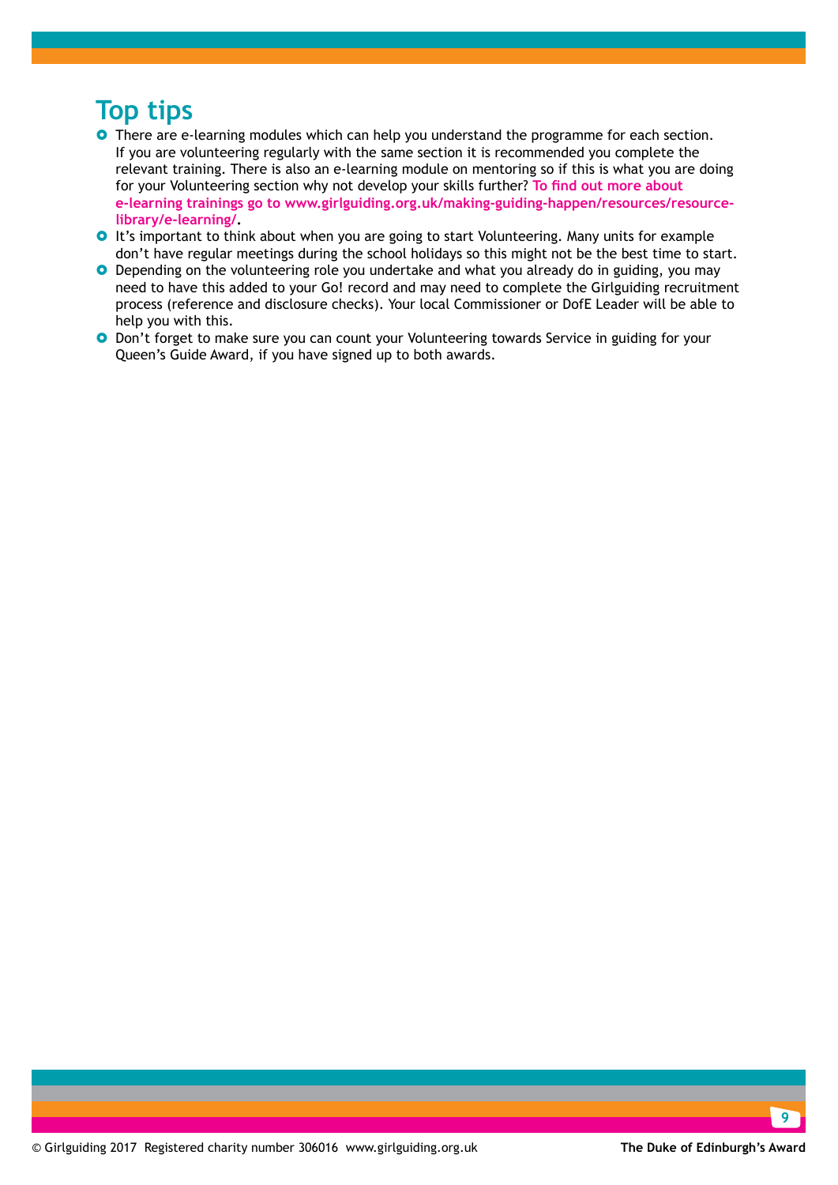## Top tips

- There are e-learning modules which can help you understand the programme for each section. If you are volunteering regularly with the same section it is recommended you complete the relevant training. There is also an e-learning module on mentoring so if this is what you are doing for your Volunteering section why not develop your skills further? **To find out more about e-learning trainings go to www.girlguiding.org.uk/making-guiding-happen/resources/resource-library/e-learning/**.
- It's important to think about when you are going to start Volunteering. Many units for example don't have regular meetings during the school holidays so this might not be the best time to start.
- Depending on the volunteering role you undertake and what you already do in guiding, you may need to have this added to your Go! record and may need to complete the Girlguiding recruitment process (reference and disclosure checks). Your local Commissioner or DofE Leader will be able to help you with this.
- Don't forget to make sure you can count your Volunteering towards Service in guiding for your Queen's Guide Award, if you have signed up to both awards.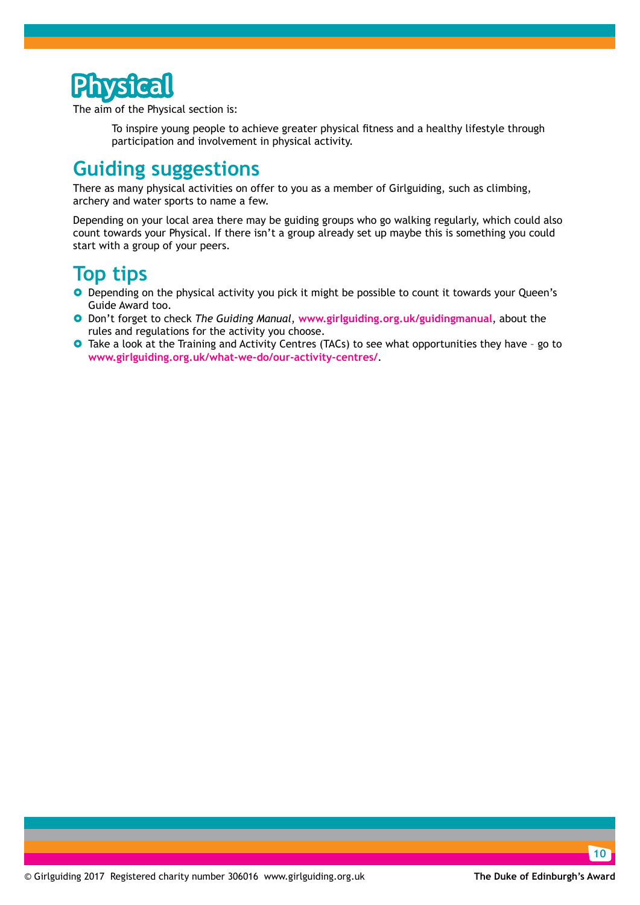# Physical

The aim of the Physical section is:

> To inspire young people to achieve greater physical fitness and a healthy lifestyle through participation and involvement in physical activity.

## Guiding suggestions

There as many physical activities on offer to you as a member of Girlguiding, such as climbing, archery and water sports to name a few.

Depending on your local area there may be guiding groups who go walking regularly, which could also count towards your Physical. If there isn't a group already set up maybe this is something you could start with a group of your peers.

## Top tips

- Depending on the physical activity you pick it might be possible to count it towards your Queen's Guide Award too.
- Don't forget to check *The Guiding Manual*, **www.girlguiding.org.uk/guidingmanual**, about the rules and regulations for the activity you choose.
- Take a look at the Training and Activity Centres (TACs) to see what opportunities they have – go to **www.girlguiding.org.uk/what-we-do/our-activity-centres/**.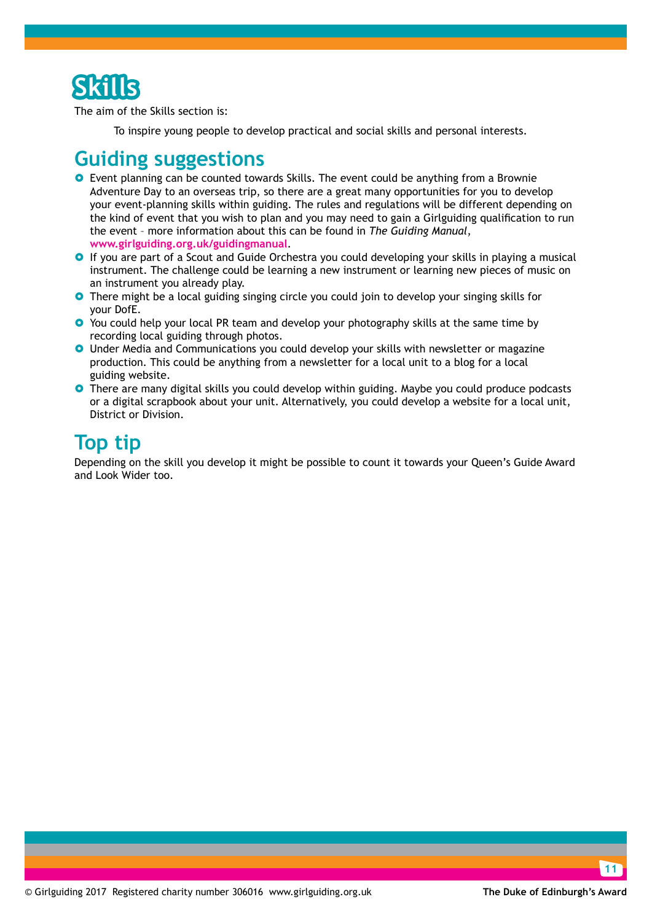# Skills

The aim of the Skills section is:

> To inspire young people to develop practical and social skills and personal interests.

## Guiding suggestions

- Event planning can be counted towards Skills. The event could be anything from a Brownie Adventure Day to an overseas trip, so there are a great many opportunities for you to develop your event-planning skills within guiding. The rules and regulations will be different depending on the kind of event that you wish to plan and you may need to gain a Girlguiding qualification to run the event – more information about this can be found in *The Guiding Manual*, **www.girlguiding.org.uk/guidingmanual**.
- If you are part of a Scout and Guide Orchestra you could developing your skills in playing a musical instrument. The challenge could be learning a new instrument or learning new pieces of music on an instrument you already play.
- There might be a local guiding singing circle you could join to develop your singing skills for your DofE.
- You could help your local PR team and develop your photography skills at the same time by recording local guiding through photos.
- Under Media and Communications you could develop your skills with newsletter or magazine production. This could be anything from a newsletter for a local unit to a blog for a local guiding website.
- There are many digital skills you could develop within guiding. Maybe you could produce podcasts or a digital scrapbook about your unit. Alternatively, you could develop a website for a local unit, District or Division.

## Top tip

Depending on the skill you develop it might be possible to count it towards your Queen's Guide Award and Look Wider too.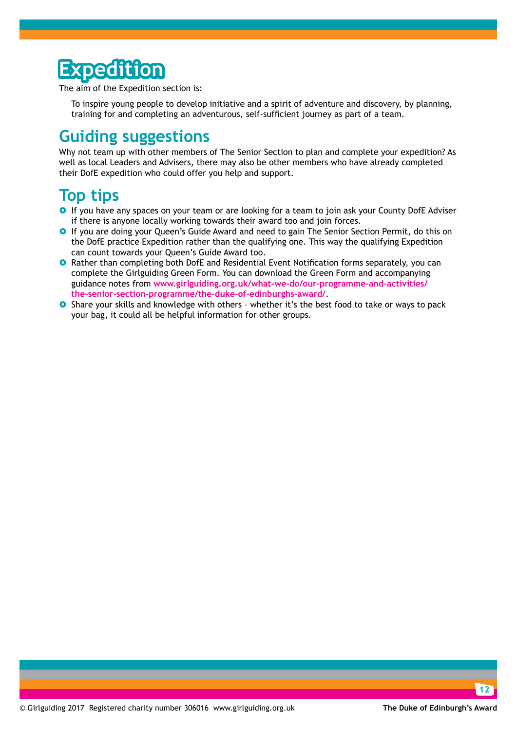# Expedition

The aim of the Expedition section is:

> To inspire young people to develop initiative and a spirit of adventure and discovery, by planning, training for and completing an adventurous, self-sufficient journey as part of a team.

## Guiding suggestions

Why not team up with other members of The Senior Section to plan and complete your expedition? As well as local Leaders and Advisers, there may also be other members who have already completed their DofE expedition who could offer you help and support.

## Top tips

- If you have any spaces on your team or are looking for a team to join ask your County DofE Adviser if there is anyone locally working towards their award too and join forces.
- If you are doing your Queen's Guide Award and need to gain The Senior Section Permit, do this on the DofE practice Expedition rather than the qualifying one. This way the qualifying Expedition can count towards your Queen's Guide Award too.
- Rather than completing both DofE and Residential Event Notification forms separately, you can complete the Girlguiding Green Form. You can download the Green Form and accompanying guidance notes from **www.girlguiding.org.uk/what-we-do/our-programme-and-activities/the-senior-section-programme/the-duke-of-edinburghs-award/**.
- Share your skills and knowledge with others – whether it's the best food to take or ways to pack your bag, it could all be helpful information for other groups.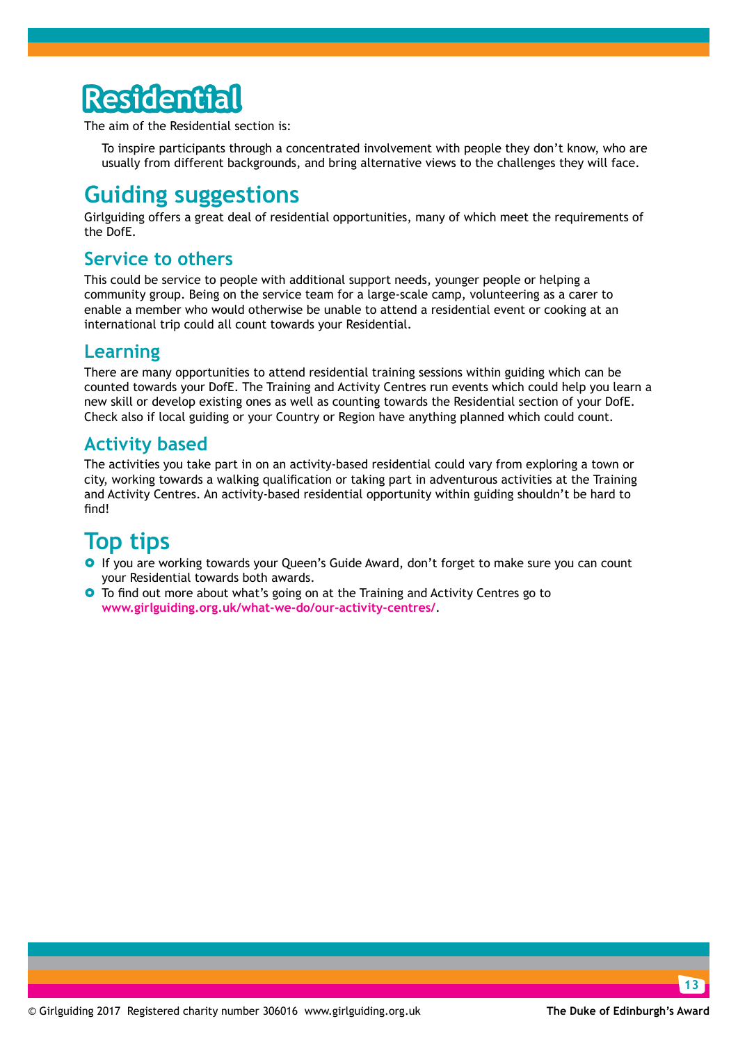# Residential

The aim of the Residential section is:

> To inspire participants through a concentrated involvement with people they don't know, who are usually from different backgrounds, and bring alternative views to the challenges they will face.

## Guiding suggestions

Girlguiding offers a great deal of residential opportunities, many of which meet the requirements of the DofE.

### Service to others

This could be service to people with additional support needs, younger people or helping a community group. Being on the service team for a large-scale camp, volunteering as a carer to enable a member who would otherwise be unable to attend a residential event or cooking at an international trip could all count towards your Residential.

### Learning

There are many opportunities to attend residential training sessions within guiding which can be counted towards your DofE. The Training and Activity Centres run events which could help you learn a new skill or develop existing ones as well as counting towards the Residential section of your DofE. Check also if local guiding or your Country or Region have anything planned which could count.

### Activity based

The activities you take part in on an activity-based residential could vary from exploring a town or city, working towards a walking qualification or taking part in adventurous activities at the Training and Activity Centres. An activity-based residential opportunity within guiding shouldn't be hard to find!

## Top tips

- If you are working towards your Queen's Guide Award, don't forget to make sure you can count your Residential towards both awards.
- To find out more about what's going on at the Training and Activity Centres go to **www.girlguiding.org.uk/what-we-do/our-activity-centres/**.